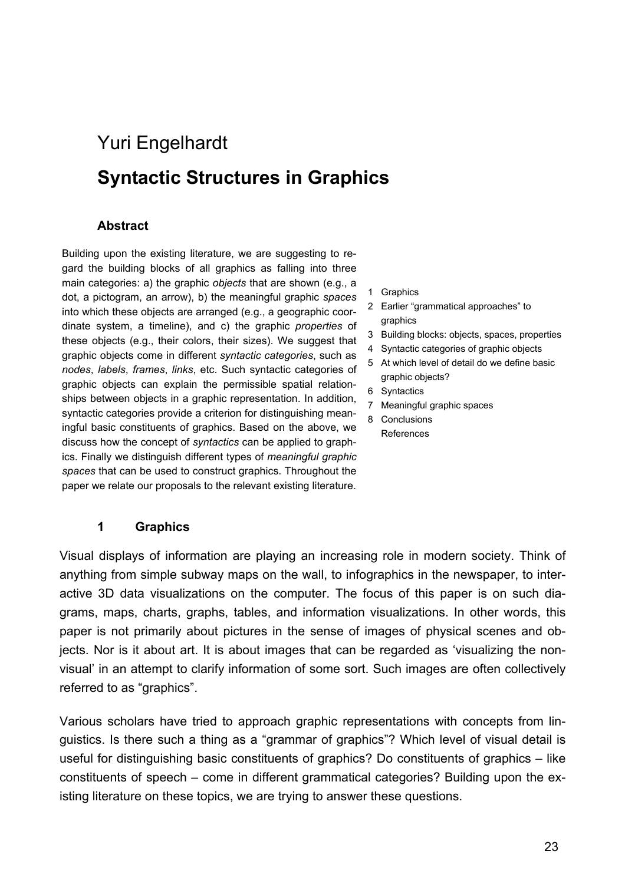Yuri Engelhardt

# Syntactic Structures in Graphics

## Abstract

Building upon the existing literature, we are suggesting to regard the building blocks of all graphics as falling into three main categories: a) the graphic *objects* that are shown (e.g., a dot, a pictogram, an arrow), b) the meaningful graphic *spaces* into which these objects are arranged (e.g., a geographic coordinate system, a timeline), and c) the graphic *properties* of these objects (e.g., their colors, their sizes). We suggest that graphic objects come in different *syntactic categories*, such as *nodes*, *labels*, *frames*, *links*, etc. Such syntactic categories of graphic objects can explain the permissible spatial relationships between objects in a graphic representation. In addition, syntactic categories provide a criterion for distinguishing meaningful basic constituents of graphics. Based on the above, we discuss how the concept of *syntactics* can be applied to graphics. Finally we distinguish different types of *meaningful graphic spaces* that can be used to construct graphics. Throughout the paper we relate our proposals to the relevant existing literature.

1 Graphics
2 Earlier "grammatical approaches" to graphics
3 Building blocks: objects, spaces, properties
4 Syntactic categories of graphic objects
5 At which level of detail do we define basic graphic objects?
6 Syntactics
7 Meaningful graphic spaces
8 Conclusions
References

## 1 Graphics

Visual displays of information are playing an increasing role in modern society. Think of anything from simple subway maps on the wall, to infographics in the newspaper, to interactive 3D data visualizations on the computer. The focus of this paper is on such diagrams, maps, charts, graphs, tables, and information visualizations. In other words, this paper is not primarily about pictures in the sense of images of physical scenes and objects. Nor is it about art. It is about images that can be regarded as 'visualizing the non-visual' in an attempt to clarify information of some sort. Such images are often collectively referred to as "graphics".

Various scholars have tried to approach graphic representations with concepts from linguistics. Is there such a thing as a "grammar of graphics"? Which level of visual detail is useful for distinguishing basic constituents of graphics? Do constituents of graphics – like constituents of speech – come in different grammatical categories? Building upon the existing literature on these topics, we are trying to answer these questions.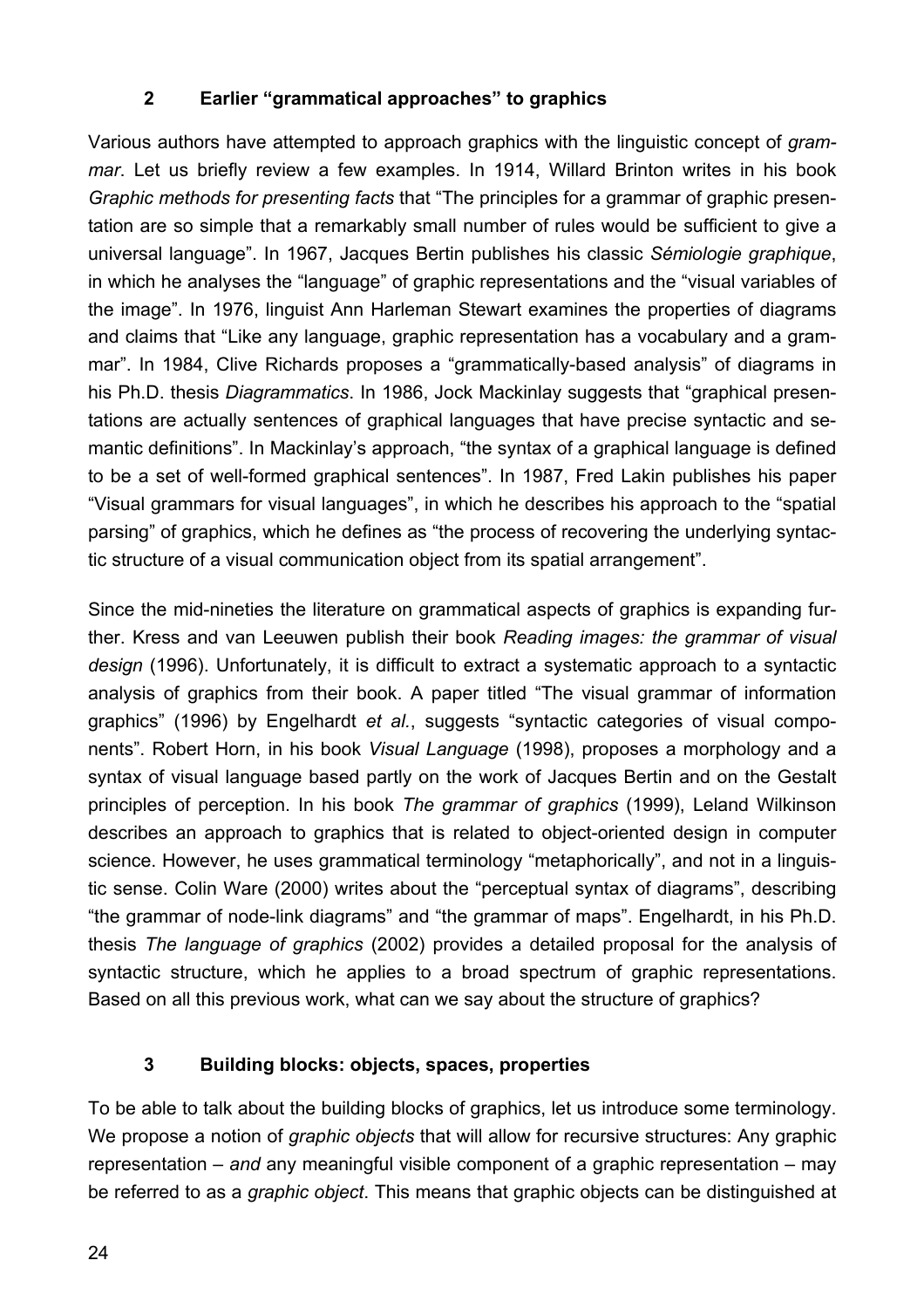## 2 Earlier “grammatical approaches” to graphics

Various authors have attempted to approach graphics with the linguistic concept of *grammar*. Let us briefly review a few examples. In 1914, Willard Brinton writes in his book *Graphic methods for presenting facts* that “The principles for a grammar of graphic presentation are so simple that a remarkably small number of rules would be sufficient to give a universal language”. In 1967, Jacques Bertin publishes his classic *Sémiologie graphique*, in which he analyses the “language” of graphic representations and the “visual variables of the image”. In 1976, linguist Ann Harleman Stewart examines the properties of diagrams and claims that “Like any language, graphic representation has a vocabulary and a grammar”. In 1984, Clive Richards proposes a “grammatically-based analysis” of diagrams in his Ph.D. thesis *Diagrammatics*. In 1986, Jock Mackinlay suggests that “graphical presentations are actually sentences of graphical languages that have precise syntactic and semantic definitions”. In Mackinlay’s approach, “the syntax of a graphical language is defined to be a set of well-formed graphical sentences”. In 1987, Fred Lakin publishes his paper “Visual grammars for visual languages”, in which he describes his approach to the “spatial parsing” of graphics, which he defines as “the process of recovering the underlying syntactic structure of a visual communication object from its spatial arrangement”.

Since the mid-nineties the literature on grammatical aspects of graphics is expanding further. Kress and van Leeuwen publish their book *Reading images: the grammar of visual design* (1996). Unfortunately, it is difficult to extract a systematic approach to a syntactic analysis of graphics from their book. A paper titled “The visual grammar of information graphics” (1996) by Engelhardt *et al.*, suggests “syntactic categories of visual components”. Robert Horn, in his book *Visual Language* (1998), proposes a morphology and a syntax of visual language based partly on the work of Jacques Bertin and on the Gestalt principles of perception. In his book *The grammar of graphics* (1999), Leland Wilkinson describes an approach to graphics that is related to object-oriented design in computer science. However, he uses grammatical terminology “metaphorically”, and not in a linguistic sense. Colin Ware (2000) writes about the “perceptual syntax of diagrams”, describing “the grammar of node-link diagrams” and “the grammar of maps”. Engelhardt, in his Ph.D. thesis *The language of graphics* (2002) provides a detailed proposal for the analysis of syntactic structure, which he applies to a broad spectrum of graphic representations. Based on all this previous work, what can we say about the structure of graphics?

## 3 Building blocks: objects, spaces, properties

To be able to talk about the building blocks of graphics, let us introduce some terminology. We propose a notion of *graphic objects* that will allow for recursive structures: Any graphic representation – *and* any meaningful visible component of a graphic representation – may be referred to as a *graphic object*. This means that graphic objects can be distinguished at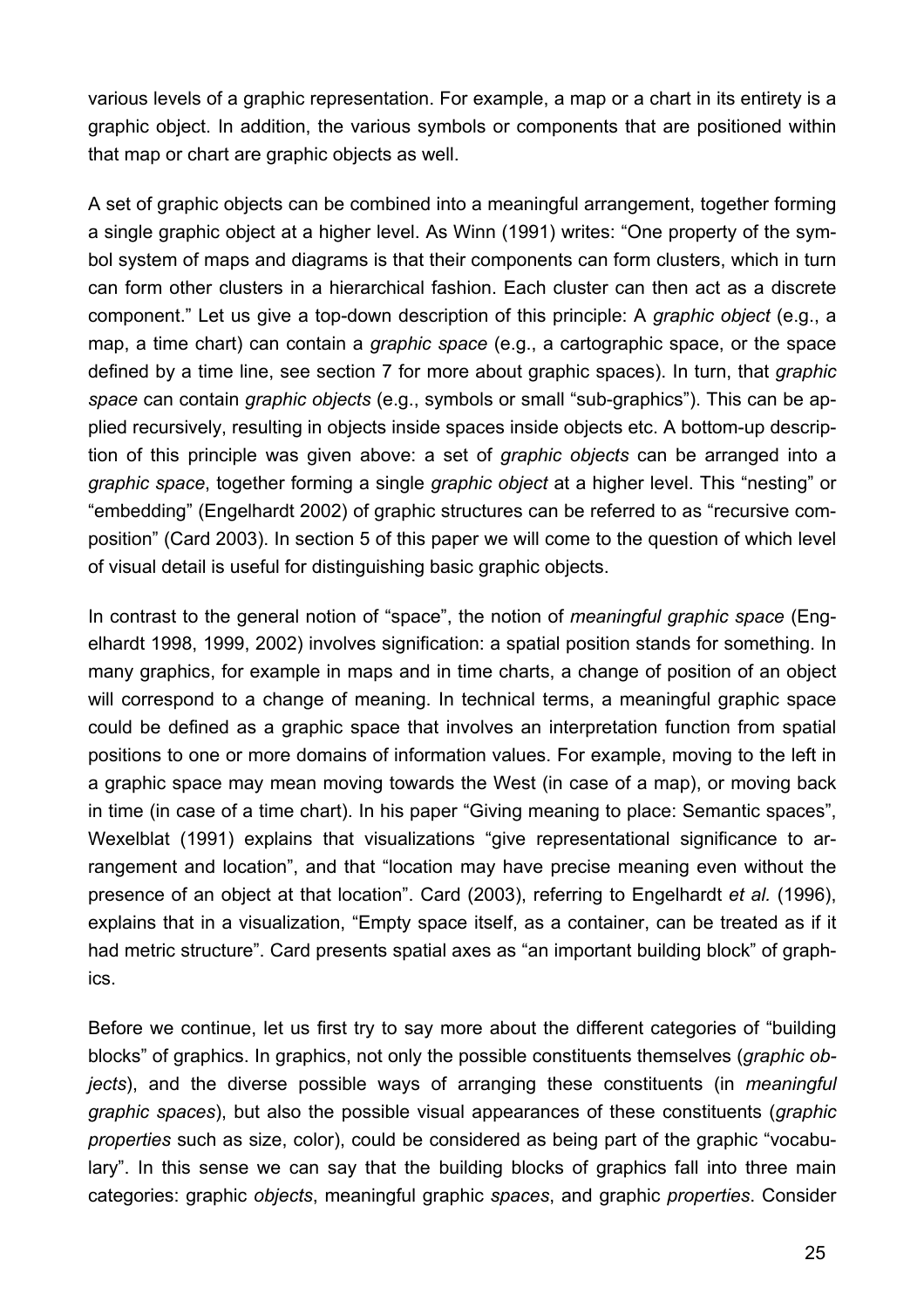various levels of a graphic representation. For example, a map or a chart in its entirety is a graphic object. In addition, the various symbols or components that are positioned within that map or chart are graphic objects as well.

A set of graphic objects can be combined into a meaningful arrangement, together forming a single graphic object at a higher level. As Winn (1991) writes: "One property of the symbol system of maps and diagrams is that their components can form clusters, which in turn can form other clusters in a hierarchical fashion. Each cluster can then act as a discrete component." Let us give a top-down description of this principle: A *graphic object* (e.g., a map, a time chart) can contain a *graphic space* (e.g., a cartographic space, or the space defined by a time line, see section 7 for more about graphic spaces). In turn, that *graphic space* can contain *graphic objects* (e.g., symbols or small "sub-graphics"). This can be applied recursively, resulting in objects inside spaces inside objects etc. A bottom-up description of this principle was given above: a set of *graphic objects* can be arranged into a *graphic space*, together forming a single *graphic object* at a higher level. This "nesting" or "embedding" (Engelhardt 2002) of graphic structures can be referred to as "recursive composition" (Card 2003). In section 5 of this paper we will come to the question of which level of visual detail is useful for distinguishing basic graphic objects.

In contrast to the general notion of "space", the notion of *meaningful graphic space* (Engelhardt 1998, 1999, 2002) involves signification: a spatial position stands for something. In many graphics, for example in maps and in time charts, a change of position of an object will correspond to a change of meaning. In technical terms, a meaningful graphic space could be defined as a graphic space that involves an interpretation function from spatial positions to one or more domains of information values. For example, moving to the left in a graphic space may mean moving towards the West (in case of a map), or moving back in time (in case of a time chart). In his paper "Giving meaning to place: Semantic spaces", Wexelblat (1991) explains that visualizations "give representational significance to arrangement and location", and that "location may have precise meaning even without the presence of an object at that location". Card (2003), referring to Engelhardt *et al.* (1996), explains that in a visualization, "Empty space itself, as a container, can be treated as if it had metric structure". Card presents spatial axes as "an important building block" of graphics.

Before we continue, let us first try to say more about the different categories of "building blocks" of graphics. In graphics, not only the possible constituents themselves (*graphic objects*), and the diverse possible ways of arranging these constituents (in *meaningful graphic spaces*), but also the possible visual appearances of these constituents (*graphic properties* such as size, color), could be considered as being part of the graphic "vocabulary". In this sense we can say that the building blocks of graphics fall into three main categories: graphic *objects*, meaningful graphic *spaces*, and graphic *properties*. Consider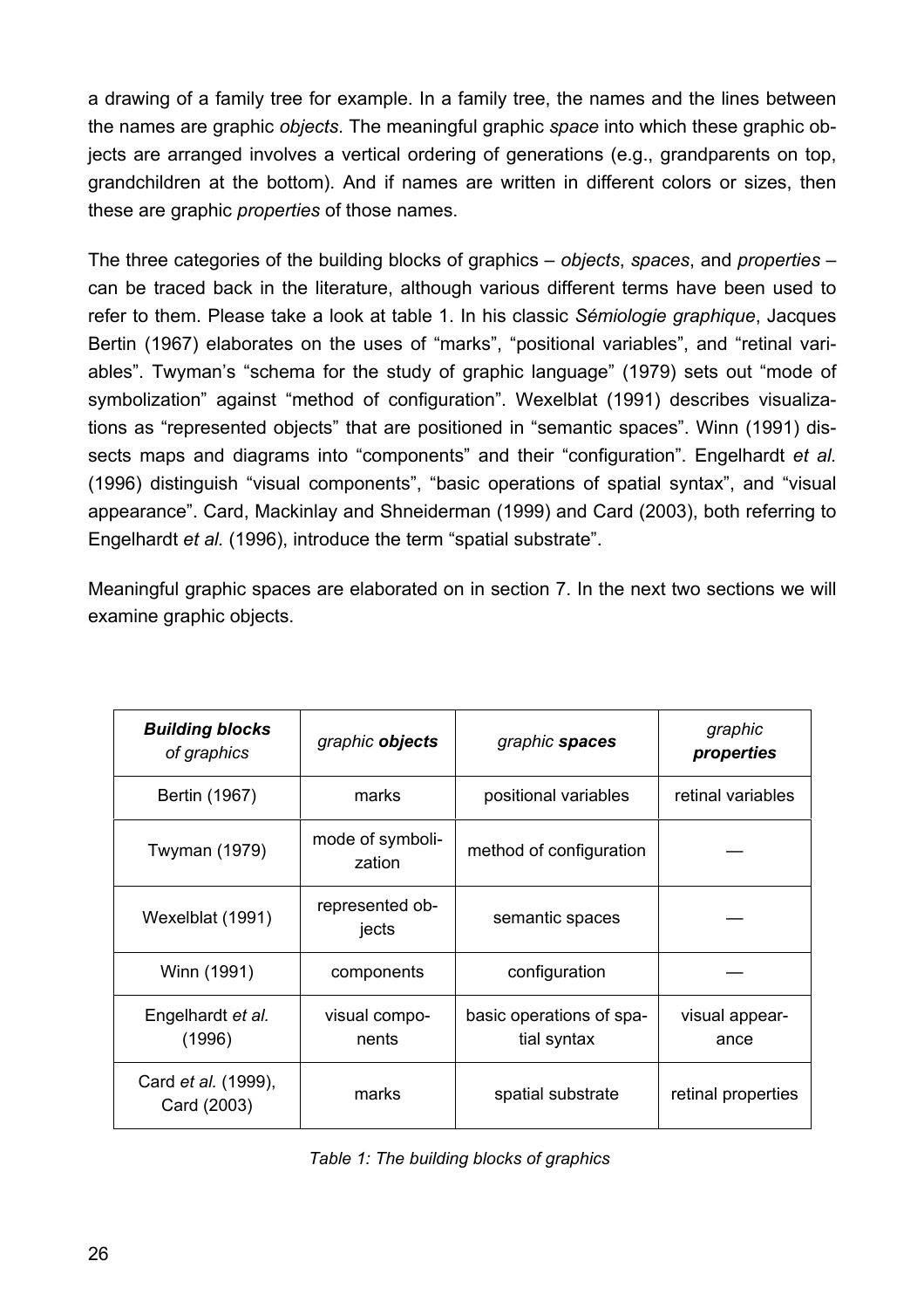a drawing of a family tree for example. In a family tree, the names and the lines between the names are graphic *objects*. The meaningful graphic *space* into which these graphic objects are arranged involves a vertical ordering of generations (e.g., grandparents on top, grandchildren at the bottom). And if names are written in different colors or sizes, then these are graphic *properties* of those names.

The three categories of the building blocks of graphics – *objects*, *spaces*, and *properties* – can be traced back in the literature, although various different terms have been used to refer to them. Please take a look at table 1. In his classic *Sémiologie graphique*, Jacques Bertin (1967) elaborates on the uses of "marks", "positional variables", and "retinal variables". Twyman's "schema for the study of graphic language" (1979) sets out "mode of symbolization" against "method of configuration". Wexelblat (1991) describes visualizations as "represented objects" that are positioned in "semantic spaces". Winn (1991) dissects maps and diagrams into "components" and their "configuration". Engelhardt *et al.* (1996) distinguish "visual components", "basic operations of spatial syntax", and "visual appearance". Card, Mackinlay and Shneiderman (1999) and Card (2003), both referring to Engelhardt *et al.* (1996), introduce the term "spatial substrate".

Meaningful graphic spaces are elaborated on in section 7. In the next two sections we will examine graphic objects.

| ***Building blocks*** *of graphics* | *graphic* ***objects*** | *graphic* ***spaces*** | *graphic* ***properties*** |
|---|---|---|---|
| Bertin (1967) | marks | positional variables | retinal variables |
| Twyman (1979) | mode of symbolization | method of configuration | — |
| Wexelblat (1991) | represented objects | semantic spaces | — |
| Winn (1991) | components | configuration | — |
| Engelhardt *et al.* (1996) | visual components | basic operations of spatial syntax | visual appearance |
| Card *et al.* (1999), Card (2003) | marks | spatial substrate | retinal properties |

*Table 1: The building blocks of graphics*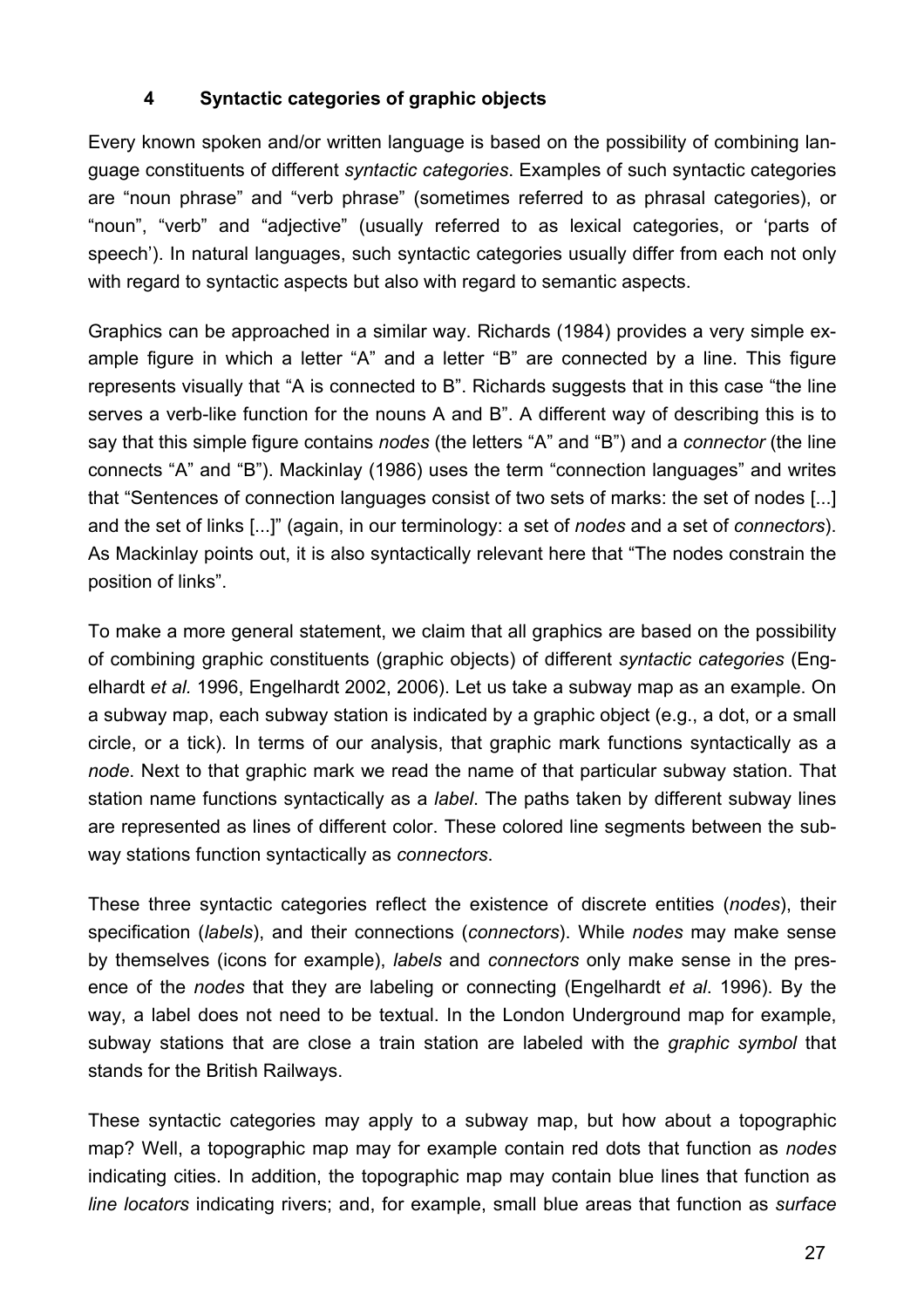## 4 Syntactic categories of graphic objects

Every known spoken and/or written language is based on the possibility of combining language constituents of different *syntactic categories*. Examples of such syntactic categories are "noun phrase" and "verb phrase" (sometimes referred to as phrasal categories), or "noun", "verb" and "adjective" (usually referred to as lexical categories, or 'parts of speech'). In natural languages, such syntactic categories usually differ from each not only with regard to syntactic aspects but also with regard to semantic aspects.

Graphics can be approached in a similar way. Richards (1984) provides a very simple example figure in which a letter "A" and a letter "B" are connected by a line. This figure represents visually that "A is connected to B". Richards suggests that in this case "the line serves a verb-like function for the nouns A and B". A different way of describing this is to say that this simple figure contains *nodes* (the letters "A" and "B") and a *connector* (the line connects "A" and "B"). Mackinlay (1986) uses the term "connection languages" and writes that "Sentences of connection languages consist of two sets of marks: the set of nodes [...] and the set of links [...]" (again, in our terminology: a set of *nodes* and a set of *connectors*). As Mackinlay points out, it is also syntactically relevant here that "The nodes constrain the position of links".

To make a more general statement, we claim that all graphics are based on the possibility of combining graphic constituents (graphic objects) of different *syntactic categories* (Engelhardt *et al.* 1996, Engelhardt 2002, 2006). Let us take a subway map as an example. On a subway map, each subway station is indicated by a graphic object (e.g., a dot, or a small circle, or a tick). In terms of our analysis, that graphic mark functions syntactically as a *node*. Next to that graphic mark we read the name of that particular subway station. That station name functions syntactically as a *label*. The paths taken by different subway lines are represented as lines of different color. These colored line segments between the subway stations function syntactically as *connectors*.

These three syntactic categories reflect the existence of discrete entities (*nodes*), their specification (*labels*), and their connections (*connectors*). While *nodes* may make sense by themselves (icons for example), *labels* and *connectors* only make sense in the presence of the *nodes* that they are labeling or connecting (Engelhardt *et al*. 1996). By the way, a label does not need to be textual. In the London Underground map for example, subway stations that are close a train station are labeled with the *graphic symbol* that stands for the British Railways.

These syntactic categories may apply to a subway map, but how about a topographic map? Well, a topographic map may for example contain red dots that function as *nodes* indicating cities. In addition, the topographic map may contain blue lines that function as *line locators* indicating rivers; and, for example, small blue areas that function as *surface*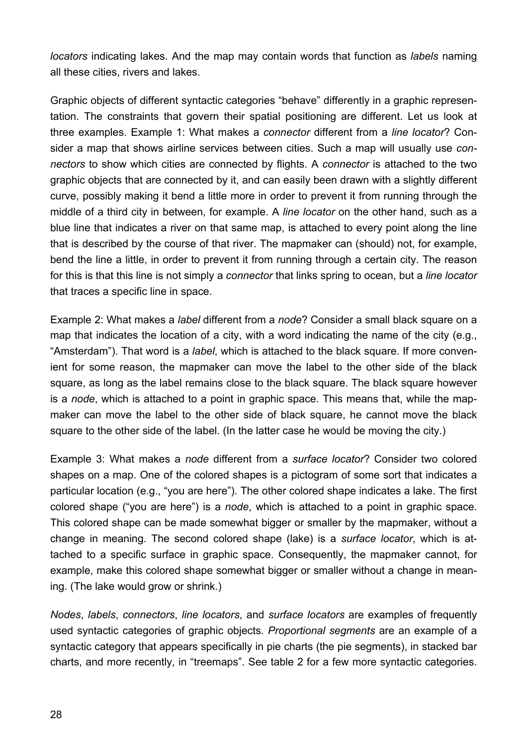*locators* indicating lakes. And the map may contain words that function as *labels* naming all these cities, rivers and lakes.

Graphic objects of different syntactic categories "behave" differently in a graphic representation. The constraints that govern their spatial positioning are different. Let us look at three examples. Example 1: What makes a *connector* different from a *line locator*? Consider a map that shows airline services between cities. Such a map will usually use *connectors* to show which cities are connected by flights. A *connector* is attached to the two graphic objects that are connected by it, and can easily been drawn with a slightly different curve, possibly making it bend a little more in order to prevent it from running through the middle of a third city in between, for example. A *line locator* on the other hand, such as a blue line that indicates a river on that same map, is attached to every point along the line that is described by the course of that river. The mapmaker can (should) not, for example, bend the line a little, in order to prevent it from running through a certain city. The reason for this is that this line is not simply a *connector* that links spring to ocean, but a *line locator* that traces a specific line in space.

Example 2: What makes a *label* different from a *node*? Consider a small black square on a map that indicates the location of a city, with a word indicating the name of the city (e.g., "Amsterdam"). That word is a *label*, which is attached to the black square. If more convenient for some reason, the mapmaker can move the label to the other side of the black square, as long as the label remains close to the black square. The black square however is a *node*, which is attached to a point in graphic space. This means that, while the mapmaker can move the label to the other side of black square, he cannot move the black square to the other side of the label. (In the latter case he would be moving the city.)

Example 3: What makes a *node* different from a *surface locator*? Consider two colored shapes on a map. One of the colored shapes is a pictogram of some sort that indicates a particular location (e.g., "you are here"). The other colored shape indicates a lake. The first colored shape ("you are here") is a *node*, which is attached to a point in graphic space. This colored shape can be made somewhat bigger or smaller by the mapmaker, without a change in meaning. The second colored shape (lake) is a *surface locator*, which is attached to a specific surface in graphic space. Consequently, the mapmaker cannot, for example, make this colored shape somewhat bigger or smaller without a change in meaning. (The lake would grow or shrink.)

*Nodes*, *labels*, *connectors*, *line locators*, and *surface locators* are examples of frequently used syntactic categories of graphic objects. *Proportional segments* are an example of a syntactic category that appears specifically in pie charts (the pie segments), in stacked bar charts, and more recently, in "treemaps". See table 2 for a few more syntactic categories.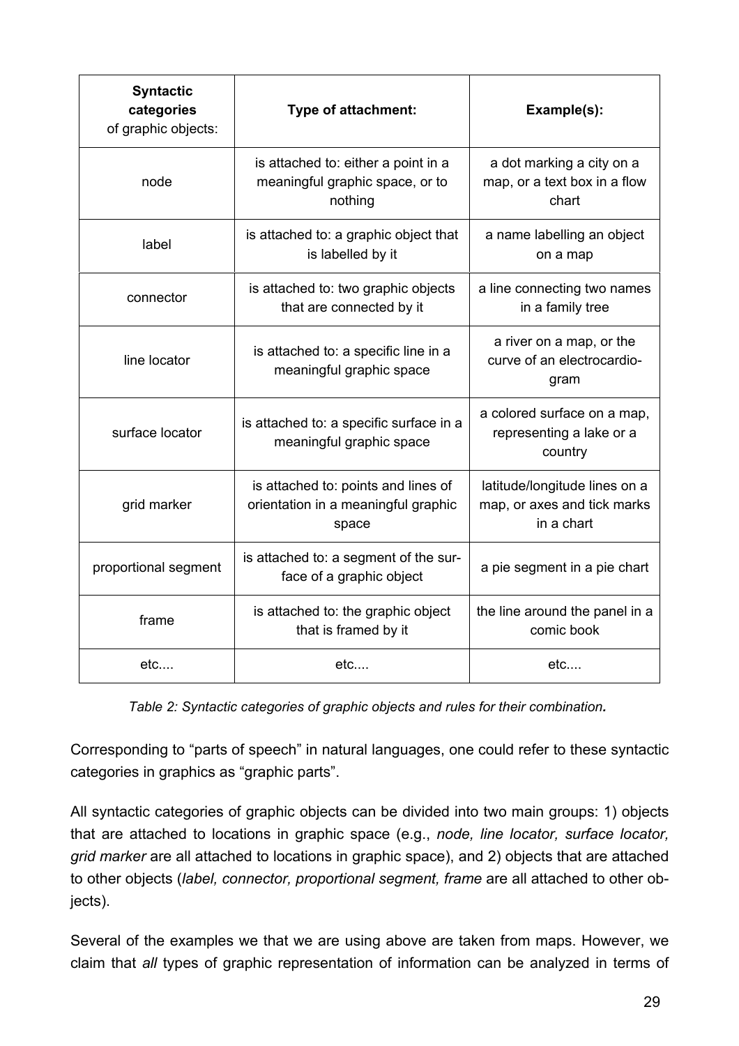| **Syntactic categories** of graphic objects: | **Type of attachment:** | **Example(s):** |
|---|---|---|
| node | is attached to: either a point in a meaningful graphic space, or to nothing | a dot marking a city on a map, or a text box in a flow chart |
| label | is attached to: a graphic object that is labelled by it | a name labelling an object on a map |
| connector | is attached to: two graphic objects that are connected by it | a line connecting two names in a family tree |
| line locator | is attached to: a specific line in a meaningful graphic space | a river on a map, or the curve of an electrocardio-gram |
| surface locator | is attached to: a specific surface in a meaningful graphic space | a colored surface on a map, representing a lake or a country |
| grid marker | is attached to: points and lines of orientation in a meaningful graphic space | latitude/longitude lines on a map, or axes and tick marks in a chart |
| proportional segment | is attached to: a segment of the sur-face of a graphic object | a pie segment in a pie chart |
| frame | is attached to: the graphic object that is framed by it | the line around the panel in a comic book |
| etc.... | etc.... | etc.... |

*Table 2: Syntactic categories of graphic objects and rules for their combination.*

Corresponding to "parts of speech" in natural languages, one could refer to these syntactic categories in graphics as "graphic parts".

All syntactic categories of graphic objects can be divided into two main groups: 1) objects that are attached to locations in graphic space (e.g., *node, line locator, surface locator, grid marker* are all attached to locations in graphic space), and 2) objects that are attached to other objects (*label, connector, proportional segment, frame* are all attached to other objects).

Several of the examples we that we are using above are taken from maps. However, we claim that *all* types of graphic representation of information can be analyzed in terms of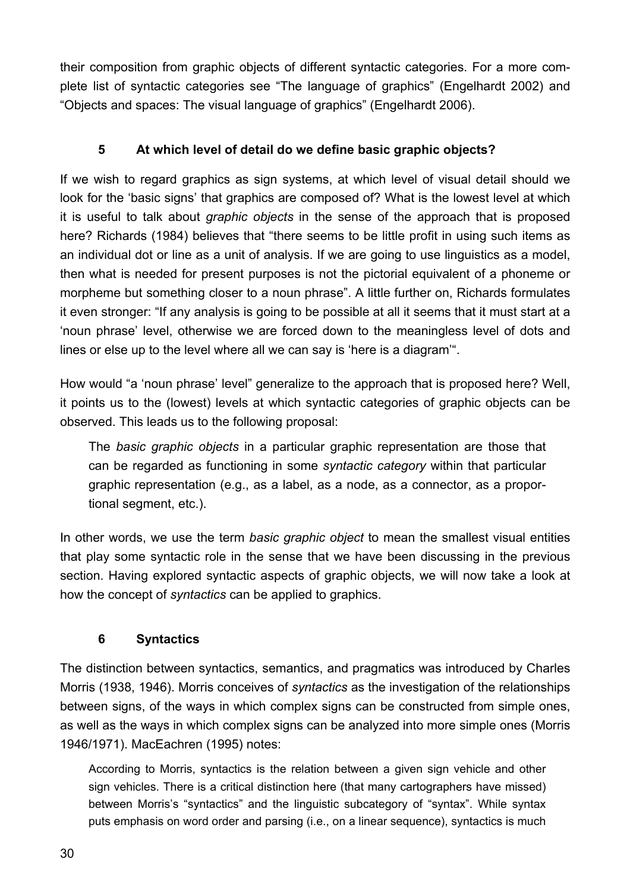their composition from graphic objects of different syntactic categories. For a more complete list of syntactic categories see “The language of graphics” (Engelhardt 2002) and “Objects and spaces: The visual language of graphics” (Engelhardt 2006).

## 5 At which level of detail do we define basic graphic objects?

If we wish to regard graphics as sign systems, at which level of visual detail should we look for the ‘basic signs’ that graphics are composed of? What is the lowest level at which it is useful to talk about *graphic objects* in the sense of the approach that is proposed here? Richards (1984) believes that “there seems to be little profit in using such items as an individual dot or line as a unit of analysis. If we are going to use linguistics as a model, then what is needed for present purposes is not the pictorial equivalent of a phoneme or morpheme but something closer to a noun phrase”. A little further on, Richards formulates it even stronger: “If any analysis is going to be possible at all it seems that it must start at a ‘noun phrase’ level, otherwise we are forced down to the meaningless level of dots and lines or else up to the level where all we can say is ‘here is a diagram’“.

How would “a ‘noun phrase’ level” generalize to the approach that is proposed here? Well, it points us to the (lowest) levels at which syntactic categories of graphic objects can be observed. This leads us to the following proposal:

> The *basic graphic objects* in a particular graphic representation are those that can be regarded as functioning in some *syntactic category* within that particular graphic representation (e.g., as a label, as a node, as a connector, as a proportional segment, etc.).

In other words, we use the term *basic graphic object* to mean the smallest visual entities that play some syntactic role in the sense that we have been discussing in the previous section. Having explored syntactic aspects of graphic objects, we will now take a look at how the concept of *syntactics* can be applied to graphics.

## 6 Syntactics

The distinction between syntactics, semantics, and pragmatics was introduced by Charles Morris (1938, 1946). Morris conceives of *syntactics* as the investigation of the relationships between signs, of the ways in which complex signs can be constructed from simple ones, as well as the ways in which complex signs can be analyzed into more simple ones (Morris 1946/1971). MacEachren (1995) notes:

> According to Morris, syntactics is the relation between a given sign vehicle and other sign vehicles. There is a critical distinction here (that many cartographers have missed) between Morris’s “syntactics” and the linguistic subcategory of “syntax”. While syntax puts emphasis on word order and parsing (i.e., on a linear sequence), syntactics is much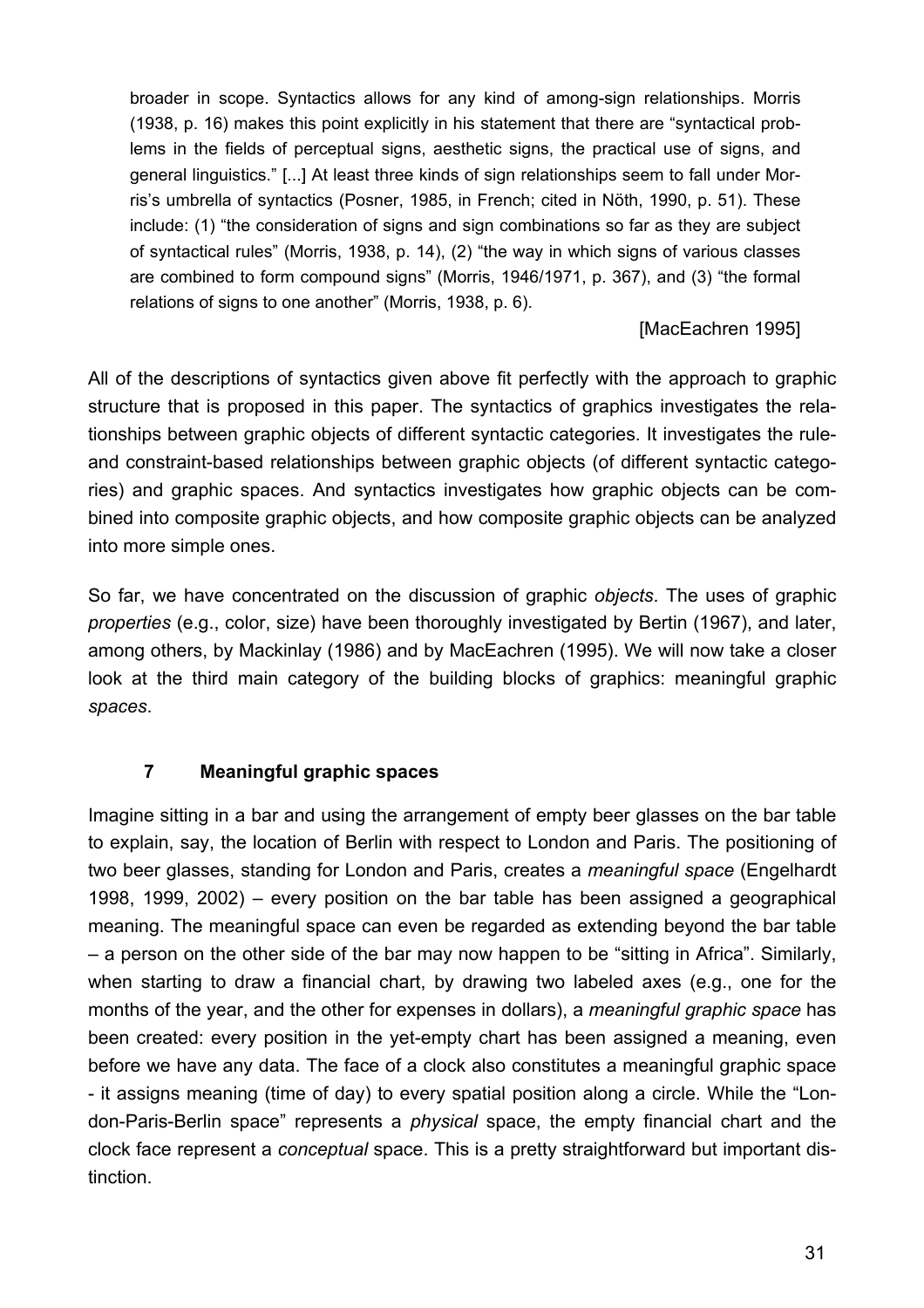> broader in scope. Syntactics allows for any kind of among-sign relationships. Morris (1938, p. 16) makes this point explicitly in his statement that there are "syntactical problems in the fields of perceptual signs, aesthetic signs, the practical use of signs, and general linguistics." [...] At least three kinds of sign relationships seem to fall under Morris's umbrella of syntactics (Posner, 1985, in French; cited in Nöth, 1990, p. 51). These include: (1) "the consideration of signs and sign combinations so far as they are subject of syntactical rules" (Morris, 1938, p. 14), (2) "the way in which signs of various classes are combined to form compound signs" (Morris, 1946/1971, p. 367), and (3) "the formal relations of signs to one another" (Morris, 1938, p. 6).
>
> [MacEachren 1995]

All of the descriptions of syntactics given above fit perfectly with the approach to graphic structure that is proposed in this paper. The syntactics of graphics investigates the relationships between graphic objects of different syntactic categories. It investigates the rule- and constraint-based relationships between graphic objects (of different syntactic categories) and graphic spaces. And syntactics investigates how graphic objects can be combined into composite graphic objects, and how composite graphic objects can be analyzed into more simple ones.

So far, we have concentrated on the discussion of graphic *objects*. The uses of graphic *properties* (e.g., color, size) have been thoroughly investigated by Bertin (1967), and later, among others, by Mackinlay (1986) and by MacEachren (1995). We will now take a closer look at the third main category of the building blocks of graphics: meaningful graphic *spaces*.

## 7 Meaningful graphic spaces

Imagine sitting in a bar and using the arrangement of empty beer glasses on the bar table to explain, say, the location of Berlin with respect to London and Paris. The positioning of two beer glasses, standing for London and Paris, creates a *meaningful space* (Engelhardt 1998, 1999, 2002) – every position on the bar table has been assigned a geographical meaning. The meaningful space can even be regarded as extending beyond the bar table – a person on the other side of the bar may now happen to be "sitting in Africa". Similarly, when starting to draw a financial chart, by drawing two labeled axes (e.g., one for the months of the year, and the other for expenses in dollars), a *meaningful graphic space* has been created: every position in the yet-empty chart has been assigned a meaning, even before we have any data. The face of a clock also constitutes a meaningful graphic space - it assigns meaning (time of day) to every spatial position along a circle. While the "London-Paris-Berlin space" represents a *physical* space, the empty financial chart and the clock face represent a *conceptual* space. This is a pretty straightforward but important distinction.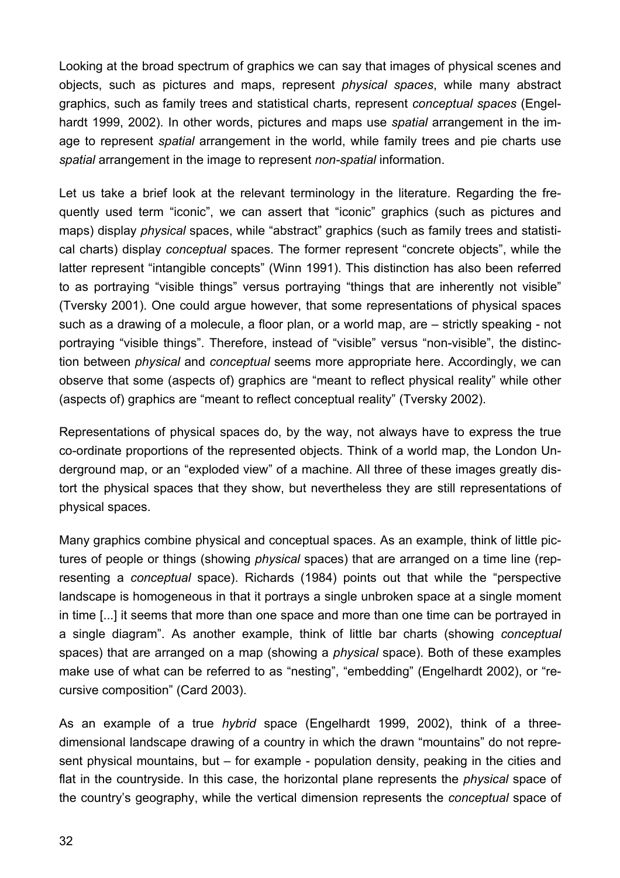Looking at the broad spectrum of graphics we can say that images of physical scenes and objects, such as pictures and maps, represent *physical spaces*, while many abstract graphics, such as family trees and statistical charts, represent *conceptual spaces* (Engelhardt 1999, 2002). In other words, pictures and maps use *spatial* arrangement in the image to represent *spatial* arrangement in the world, while family trees and pie charts use *spatial* arrangement in the image to represent *non-spatial* information.

Let us take a brief look at the relevant terminology in the literature. Regarding the frequently used term "iconic", we can assert that "iconic" graphics (such as pictures and maps) display *physical* spaces, while "abstract" graphics (such as family trees and statistical charts) display *conceptual* spaces. The former represent "concrete objects", while the latter represent "intangible concepts" (Winn 1991). This distinction has also been referred to as portraying "visible things" versus portraying "things that are inherently not visible" (Tversky 2001). One could argue however, that some representations of physical spaces such as a drawing of a molecule, a floor plan, or a world map, are – strictly speaking - not portraying "visible things". Therefore, instead of "visible" versus "non-visible", the distinction between *physical* and *conceptual* seems more appropriate here. Accordingly, we can observe that some (aspects of) graphics are "meant to reflect physical reality" while other (aspects of) graphics are "meant to reflect conceptual reality" (Tversky 2002).

Representations of physical spaces do, by the way, not always have to express the true co-ordinate proportions of the represented objects. Think of a world map, the London Underground map, or an "exploded view" of a machine. All three of these images greatly distort the physical spaces that they show, but nevertheless they are still representations of physical spaces.

Many graphics combine physical and conceptual spaces. As an example, think of little pictures of people or things (showing *physical* spaces) that are arranged on a time line (representing a *conceptual* space). Richards (1984) points out that while the "perspective landscape is homogeneous in that it portrays a single unbroken space at a single moment in time [...] it seems that more than one space and more than one time can be portrayed in a single diagram". As another example, think of little bar charts (showing *conceptual* spaces) that are arranged on a map (showing a *physical* space). Both of these examples make use of what can be referred to as "nesting", "embedding" (Engelhardt 2002), or "recursive composition" (Card 2003).

As an example of a true *hybrid* space (Engelhardt 1999, 2002), think of a three-dimensional landscape drawing of a country in which the drawn "mountains" do not represent physical mountains, but – for example - population density, peaking in the cities and flat in the countryside. In this case, the horizontal plane represents the *physical* space of the country's geography, while the vertical dimension represents the *conceptual* space of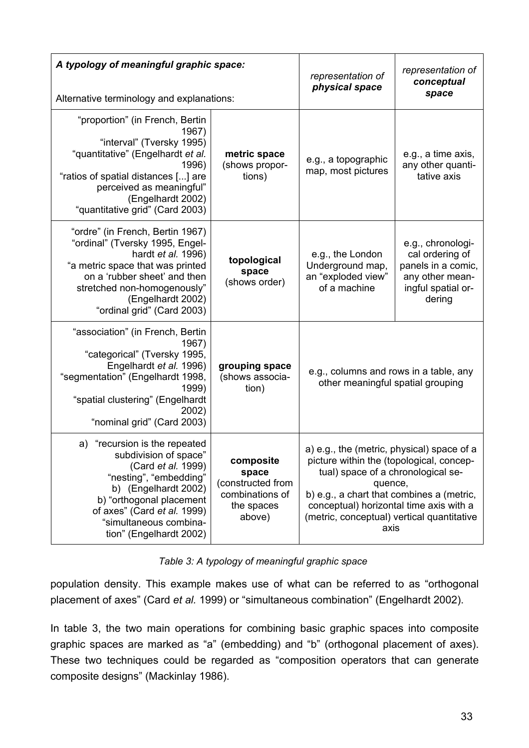| *A typology of meaningful graphic space:* Alternative terminology and explanations: | | *representation of* ***physical space*** | *representation of* ***conceptual space*** |
|---|---|---|---|
| "proportion" (in French, Bertin 1967) "interval" (Tversky 1995) "quantitative" (Engelhardt *et al.* 1996) "ratios of spatial distances [...] are perceived as meaningful" (Engelhardt 2002) "quantitative grid" (Card 2003) | **metric space** (shows proportions) | e.g., a topographic map, most pictures | e.g., a time axis, any other quantitative axis |
| "ordre" (in French, Bertin 1967) "ordinal" (Tversky 1995, Engelhardt *et al.* 1996) "a metric space that was printed on a 'rubber sheet' and then stretched non-homogenously" (Engelhardt 2002) "ordinal grid" (Card 2003) | **topological space** (shows order) | e.g., the London Underground map, an "exploded view" of a machine | e.g., chronological ordering of panels in a comic, any other meaningful spatial ordering |
| "association" (in French, Bertin 1967) "categorical" (Tversky 1995, Engelhardt *et al.* 1996) "segmentation" (Engelhardt 1998, 1999) "spatial clustering" (Engelhardt 2002) "nominal grid" (Card 2003) | **grouping space** (shows association) | e.g., columns and rows in a table, any other meaningful spatial grouping | |
| a) "recursion is the repeated subdivision of space" (Card *et al.* 1999) "nesting", "embedding" b) (Engelhardt 2002) b) "orthogonal placement of axes" (Card *et al.* 1999) "simultaneous combination" (Engelhardt 2002) | **composite space** (constructed from combinations of the spaces above) | a) e.g., the (metric, physical) space of a picture within the (topological, conceptual) space of a chronological sequence, b) e.g., a chart that combines a (metric, conceptual) horizontal time axis with a (metric, conceptual) vertical quantitative axis | |

*Table 3: A typology of meaningful graphic space*

population density. This example makes use of what can be referred to as "orthogonal placement of axes" (Card *et al.* 1999) or "simultaneous combination" (Engelhardt 2002).

In table 3, the two main operations for combining basic graphic spaces into composite graphic spaces are marked as "a" (embedding) and "b" (orthogonal placement of axes). These two techniques could be regarded as "composition operators that can generate composite designs" (Mackinlay 1986).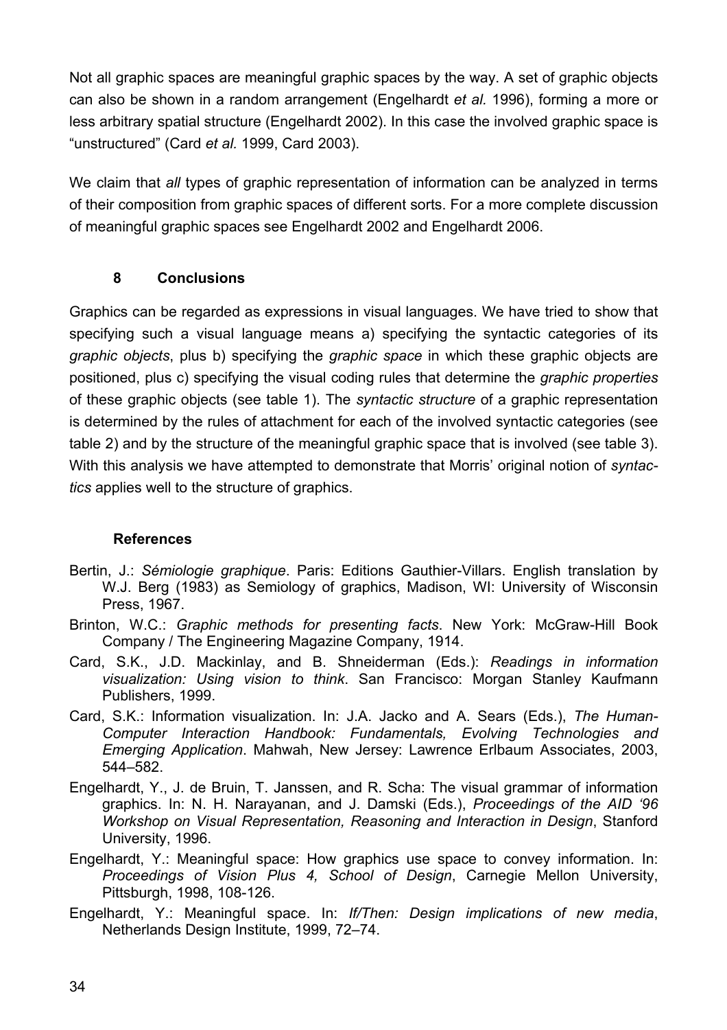Not all graphic spaces are meaningful graphic spaces by the way. A set of graphic objects can also be shown in a random arrangement (Engelhardt *et al.* 1996), forming a more or less arbitrary spatial structure (Engelhardt 2002). In this case the involved graphic space is "unstructured" (Card *et al.* 1999, Card 2003).

We claim that *all* types of graphic representation of information can be analyzed in terms of their composition from graphic spaces of different sorts. For a more complete discussion of meaningful graphic spaces see Engelhardt 2002 and Engelhardt 2006.

## 8 Conclusions

Graphics can be regarded as expressions in visual languages. We have tried to show that specifying such a visual language means a) specifying the syntactic categories of its *graphic objects*, plus b) specifying the *graphic space* in which these graphic objects are positioned, plus c) specifying the visual coding rules that determine the *graphic properties* of these graphic objects (see table 1). The *syntactic structure* of a graphic representation is determined by the rules of attachment for each of the involved syntactic categories (see table 2) and by the structure of the meaningful graphic space that is involved (see table 3). With this analysis we have attempted to demonstrate that Morris' original notion of *syntactics* applies well to the structure of graphics.

## References

Bertin, J.: *Sémiologie graphique*. Paris: Editions Gauthier-Villars. English translation by W.J. Berg (1983) as Semiology of graphics, Madison, WI: University of Wisconsin Press, 1967.

Brinton, W.C.: *Graphic methods for presenting facts*. New York: McGraw-Hill Book Company / The Engineering Magazine Company, 1914.

Card, S.K., J.D. Mackinlay, and B. Shneiderman (Eds.): *Readings in information visualization: Using vision to think*. San Francisco: Morgan Stanley Kaufmann Publishers, 1999.

Card, S.K.: Information visualization. In: J.A. Jacko and A. Sears (Eds.), *The Human-Computer Interaction Handbook: Fundamentals, Evolving Technologies and Emerging Application*. Mahwah, New Jersey: Lawrence Erlbaum Associates, 2003, 544–582.

Engelhardt, Y., J. de Bruin, T. Janssen, and R. Scha: The visual grammar of information graphics. In: N. H. Narayanan, and J. Damski (Eds.), *Proceedings of the AID '96 Workshop on Visual Representation, Reasoning and Interaction in Design*, Stanford University, 1996.

Engelhardt, Y.: Meaningful space: How graphics use space to convey information. In: *Proceedings of Vision Plus 4, School of Design*, Carnegie Mellon University, Pittsburgh, 1998, 108-126.

Engelhardt, Y.: Meaningful space. In: *If/Then: Design implications of new media*, Netherlands Design Institute, 1999, 72–74.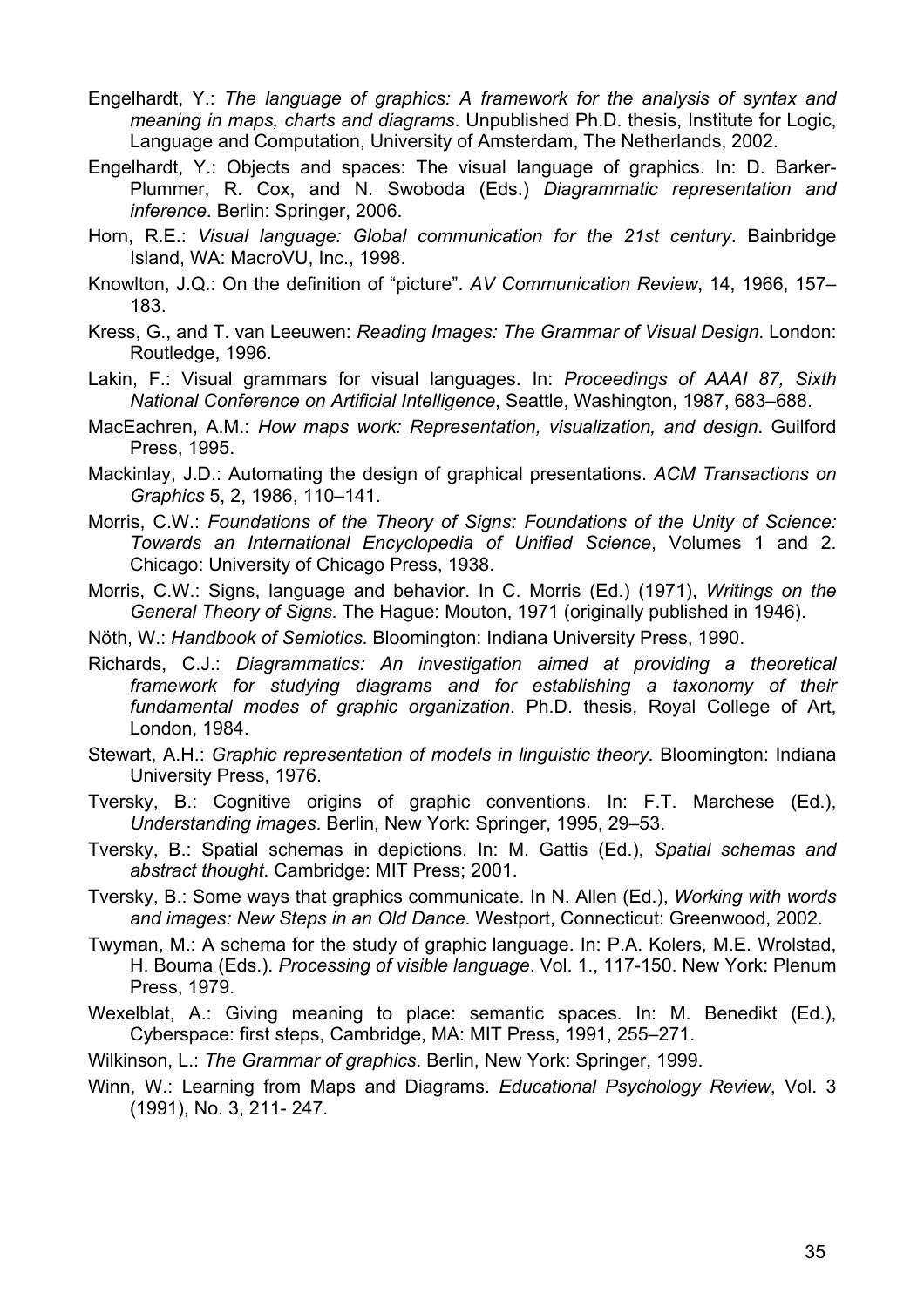Engelhardt, Y.: *The language of graphics: A framework for the analysis of syntax and meaning in maps, charts and diagrams*. Unpublished Ph.D. thesis, Institute for Logic, Language and Computation, University of Amsterdam, The Netherlands, 2002.

Engelhardt, Y.: Objects and spaces: The visual language of graphics. In: D. Barker-Plummer, R. Cox, and N. Swoboda (Eds.) *Diagrammatic representation and inference*. Berlin: Springer, 2006.

Horn, R.E.: *Visual language: Global communication for the 21st century*. Bainbridge Island, WA: MacroVU, Inc., 1998.

Knowlton, J.Q.: On the definition of "picture". *AV Communication Review*, 14, 1966, 157–183.

Kress, G., and T. van Leeuwen: *Reading Images: The Grammar of Visual Design*. London: Routledge, 1996.

Lakin, F.: Visual grammars for visual languages. In: *Proceedings of AAAI 87, Sixth National Conference on Artificial Intelligence*, Seattle, Washington, 1987, 683–688.

MacEachren, A.M.: *How maps work: Representation, visualization, and design*. Guilford Press, 1995.

Mackinlay, J.D.: Automating the design of graphical presentations. *ACM Transactions on Graphics* 5, 2, 1986, 110–141.

Morris, C.W.: *Foundations of the Theory of Signs: Foundations of the Unity of Science: Towards an International Encyclopedia of Unified Science*, Volumes 1 and 2. Chicago: University of Chicago Press, 1938.

Morris, C.W.: Signs, language and behavior. In C. Morris (Ed.) (1971), *Writings on the General Theory of Signs*. The Hague: Mouton, 1971 (originally published in 1946).

Nöth, W.: *Handbook of Semiotics*. Bloomington: Indiana University Press, 1990.

Richards, C.J.: *Diagrammatics: An investigation aimed at providing a theoretical framework for studying diagrams and for establishing a taxonomy of their fundamental modes of graphic organization*. Ph.D. thesis, Royal College of Art, London, 1984.

Stewart, A.H.: *Graphic representation of models in linguistic theory*. Bloomington: Indiana University Press, 1976.

Tversky, B.: Cognitive origins of graphic conventions. In: F.T. Marchese (Ed.), *Understanding images*. Berlin, New York: Springer, 1995, 29–53.

Tversky, B.: Spatial schemas in depictions. In: M. Gattis (Ed.), *Spatial schemas and abstract thought*. Cambridge: MIT Press; 2001.

Tversky, B.: Some ways that graphics communicate. In N. Allen (Ed.), *Working with words and images: New Steps in an Old Dance*. Westport, Connecticut: Greenwood, 2002.

Twyman, M.: A schema for the study of graphic language. In: P.A. Kolers, M.E. Wrolstad, H. Bouma (Eds.). *Processing of visible language*. Vol. 1., 117-150. New York: Plenum Press, 1979.

Wexelblat, A.: Giving meaning to place: semantic spaces. In: M. Benedikt (Ed.), Cyberspace: first steps, Cambridge, MA: MIT Press, 1991, 255–271.

Wilkinson, L.: *The Grammar of graphics*. Berlin, New York: Springer, 1999.

Winn, W.: Learning from Maps and Diagrams. *Educational Psychology Review*, Vol. 3 (1991), No. 3, 211- 247.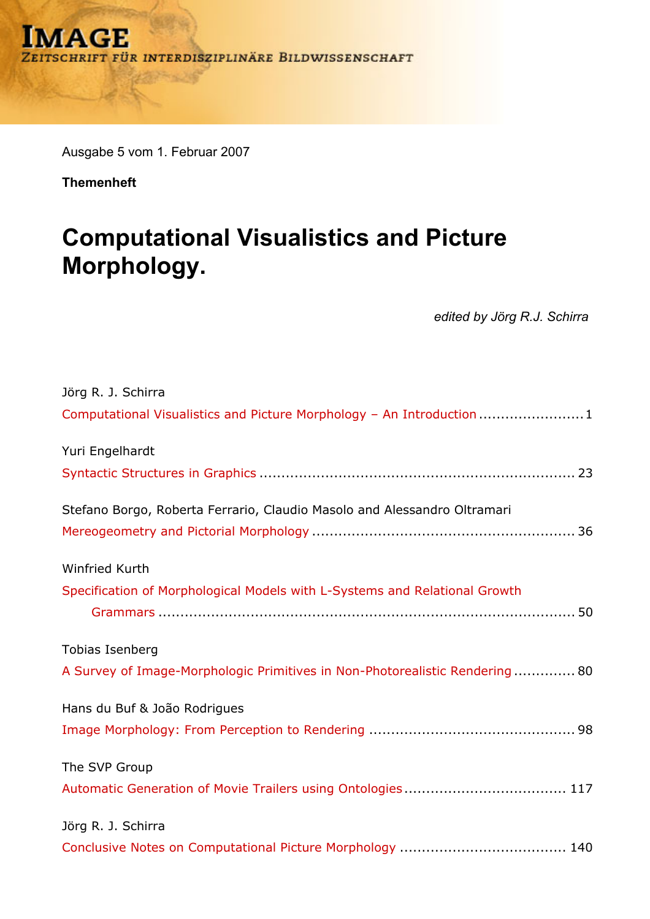# IMAGE

ZEITSCHRIFT FÜR INTERDISZIPLINÄRE BILDWISSENSCHAFT

Ausgabe 5 vom 1. Februar 2007

**Themenheft**

# Computational Visualistics and Picture Morphology.

*edited by Jörg R.J. Schirra*

Jörg R. J. Schirra
Computational Visualistics and Picture Morphology – An Introduction ........................ 1

Yuri Engelhardt
Syntactic Structures in Graphics ........................................................................ 23

Stefano Borgo, Roberta Ferrario, Claudio Masolo and Alessandro Oltramari
Mereogeometry and Pictorial Morphology ............................................................ 36

Winfried Kurth
Specification of Morphological Models with L-Systems and Relational Growth Grammars ................................................................................................ 50

Tobias Isenberg
A Survey of Image-Morphologic Primitives in Non-Photorealistic Rendering ............. 80

Hans du Buf & João Rodrigues
Image Morphology: From Perception to Rendering ............................................... 98

The SVP Group
Automatic Generation of Movie Trailers using Ontologies ..................................... 117

Jörg R. J. Schirra
Conclusive Notes on Computational Picture Morphology ...................................... 140